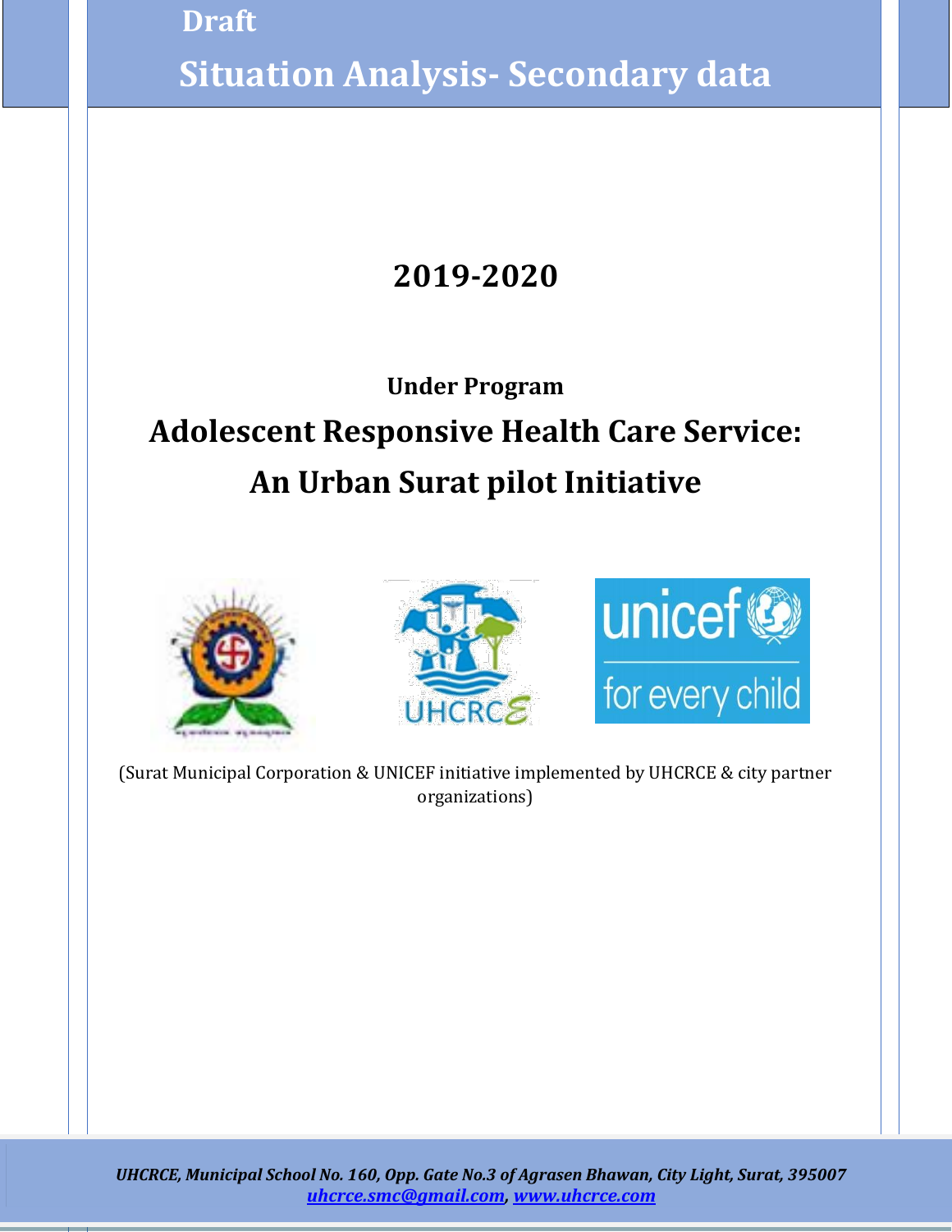# Draft

# Situation Analysis- Secondary data

## 2019-2020

**Under Program**

## Adolescent Responsive Health Care Service: An Urban Surat pilot Initiative

(Surat Municipal Corporation & UNICEF initiative implemented by UHCRCE & city partner organizations)

*UHCRCE, Municipal School No. 160, Opp. Gate No.3 of Agrasen Bhawan, City Light, Surat, 395007*
*uhcrce.smc@gmail.com, www.uhcrce.com*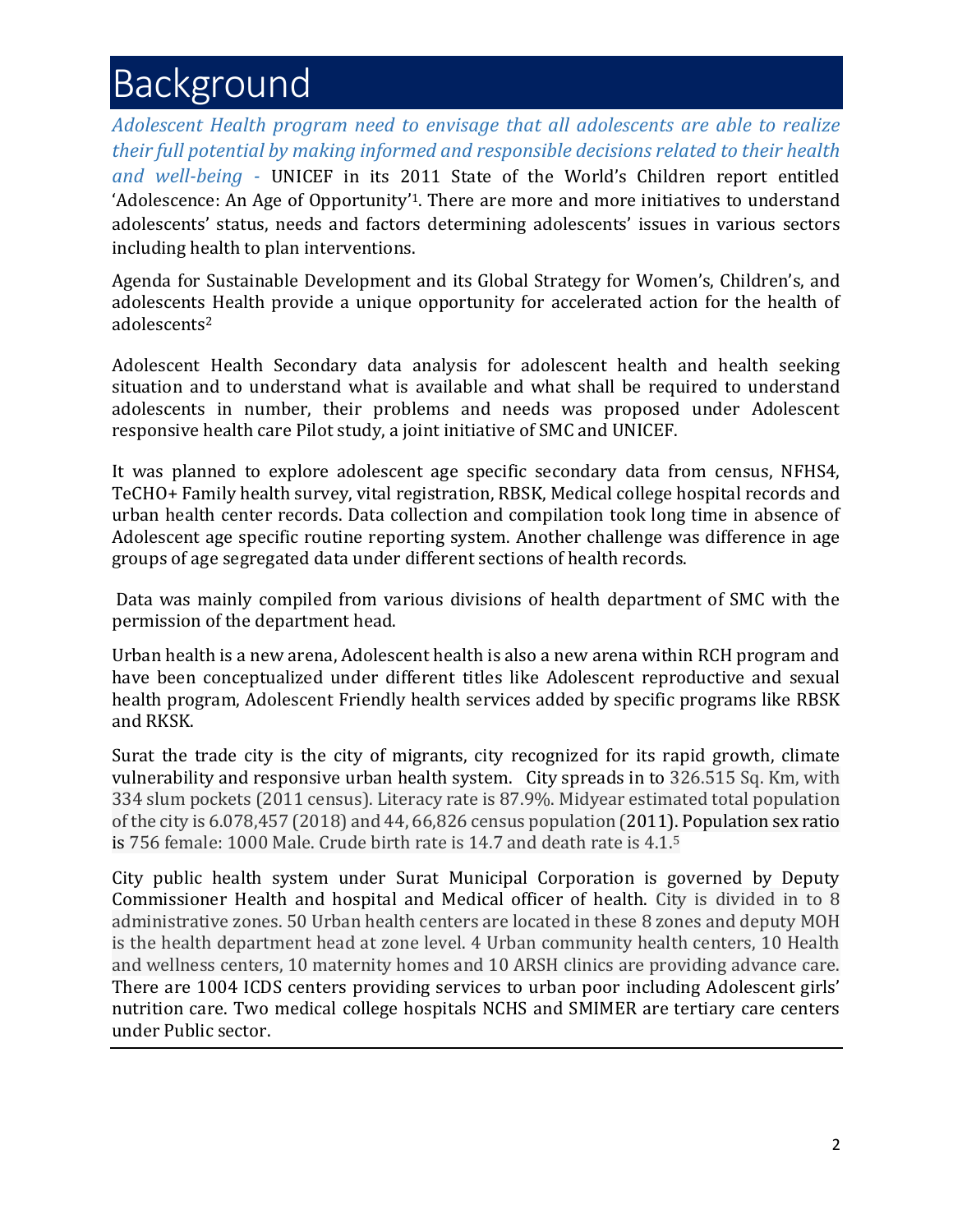# Background

*Adolescent Health program need to envisage that all adolescents are able to realize their full potential by making informed and responsible decisions related to their health and well-being -* UNICEF in its 2011 State of the World's Children report entitled 'Adolescence: An Age of Opportunity'[1]. There are more and more initiatives to understand adolescents' status, needs and factors determining adolescents' issues in various sectors including health to plan interventions.

Agenda for Sustainable Development and its Global Strategy for Women's, Children's, and adolescents Health provide a unique opportunity for accelerated action for the health of adolescents[2]

Adolescent Health Secondary data analysis for adolescent health and health seeking situation and to understand what is available and what shall be required to understand adolescents in number, their problems and needs was proposed under Adolescent responsive health care Pilot study, a joint initiative of SMC and UNICEF.

It was planned to explore adolescent age specific secondary data from census, NFHS4, TeCHO+ Family health survey, vital registration, RBSK, Medical college hospital records and urban health center records. Data collection and compilation took long time in absence of Adolescent age specific routine reporting system. Another challenge was difference in age groups of age segregated data under different sections of health records.

Data was mainly compiled from various divisions of health department of SMC with the permission of the department head.

Urban health is a new arena, Adolescent health is also a new arena within RCH program and have been conceptualized under different titles like Adolescent reproductive and sexual health program, Adolescent Friendly health services added by specific programs like RBSK and RKSK.

Surat the trade city is the city of migrants, city recognized for its rapid growth, climate vulnerability and responsive urban health system. City spreads in to 326.515 Sq. Km, with 334 slum pockets (2011 census). Literacy rate is 87.9%. Midyear estimated total population of the city is 6.078,457 (2018) and 44, 66,826 census population (2011). Population sex ratio is 756 female: 1000 Male. Crude birth rate is 14.7 and death rate is 4.1.[5]

City public health system under Surat Municipal Corporation is governed by Deputy Commissioner Health and hospital and Medical officer of health. City is divided in to 8 administrative zones. 50 Urban health centers are located in these 8 zones and deputy MOH is the health department head at zone level. 4 Urban community health centers, 10 Health and wellness centers, 10 maternity homes and 10 ARSH clinics are providing advance care. There are 1004 ICDS centers providing services to urban poor including Adolescent girls' nutrition care. Two medical college hospitals NCHS and SMIMER are tertiary care centers under Public sector.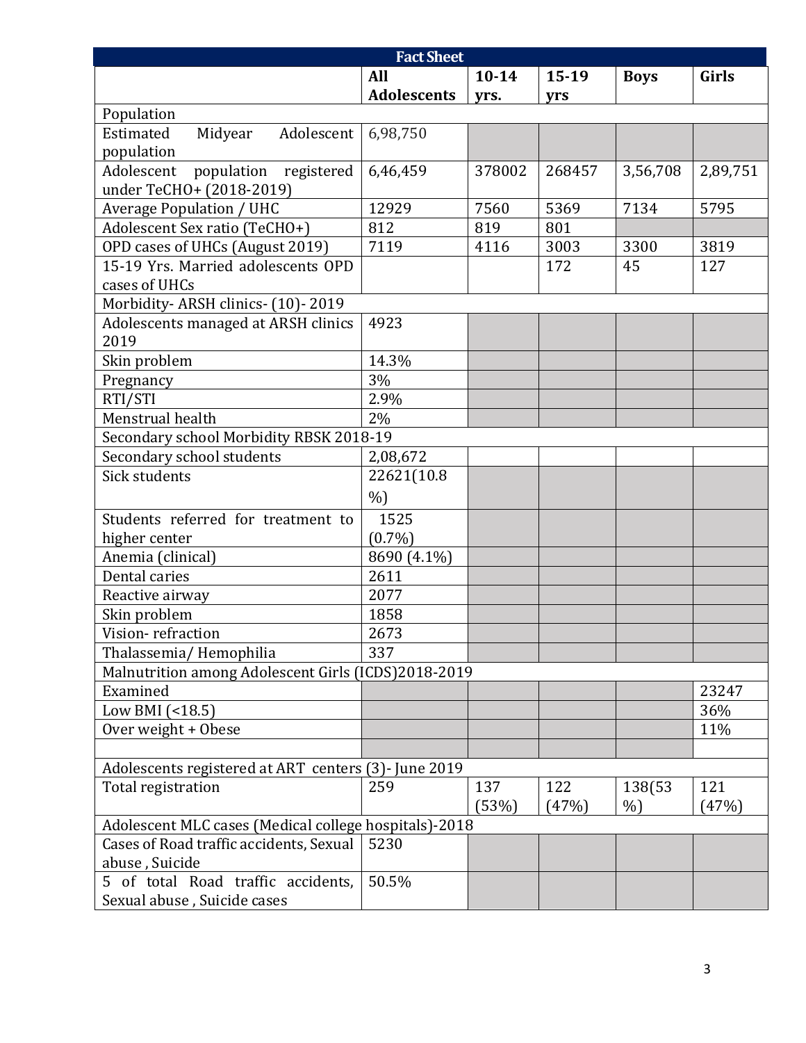| Fact Sheet | | | | | |
|---|---|---|---|---|---|
| | **All Adolescents** | **10-14 yrs.** | **15-19 yrs** | **Boys** | **Girls** |
| Population | | | | | |
| Estimated Midyear Adolescent population | 6,98,750 | | | | |
| Adolescent population registered under TeCHO+ (2018-2019) | 6,46,459 | 378002 | 268457 | 3,56,708 | 2,89,751 |
| Average Population / UHC | 12929 | 7560 | 5369 | 7134 | 5795 |
| Adolescent Sex ratio (TeCHO+) | 812 | 819 | 801 | | |
| OPD cases of UHCs (August 2019) | 7119 | 4116 | 3003 | 3300 | 3819 |
| 15-19 Yrs. Married adolescents OPD cases of UHCs | | | 172 | 45 | 127 |
| Morbidity- ARSH clinics- (10)- 2019 | | | | | |
| Adolescents managed at ARSH clinics 2019 | 4923 | | | | |
| Skin problem | 14.3% | | | | |
| Pregnancy | 3% | | | | |
| RTI/STI | 2.9% | | | | |
| Menstrual health | 2% | | | | |
| Secondary school Morbidity RBSK 2018-19 | | | | | |
| Secondary school students | 2,08,672 | | | | |
| Sick students | 22621(10.8 %) | | | | |
| Students referred for treatment to higher center | 1525 (0.7%) | | | | |
| Anemia (clinical) | 8690 (4.1%) | | | | |
| Dental caries | 2611 | | | | |
| Reactive airway | 2077 | | | | |
| Skin problem | 1858 | | | | |
| Vision- refraction | 2673 | | | | |
| Thalassemia/ Hemophilia | 337 | | | | |
| Malnutrition among Adolescent Girls (ICDS)2018-2019 | | | | | |
| Examined | | | | | 23247 |
| Low BMI (<18.5) | | | | | 36% |
| Over weight + Obese | | | | | 11% |
| | | | | | |
| Adolescents registered at ART centers (3)- June 2019 | | | | | |
| Total registration | 259 | 137 (53%) | 122 (47%) | 138(53 %) | 121 (47%) |
| Adolescent MLC cases (Medical college hospitals)-2018 | | | | | |
| Cases of Road traffic accidents, Sexual abuse , Suicide | 5230 | | | | |
| 5 of total Road traffic accidents, Sexual abuse , Suicide cases | 50.5% | | | | |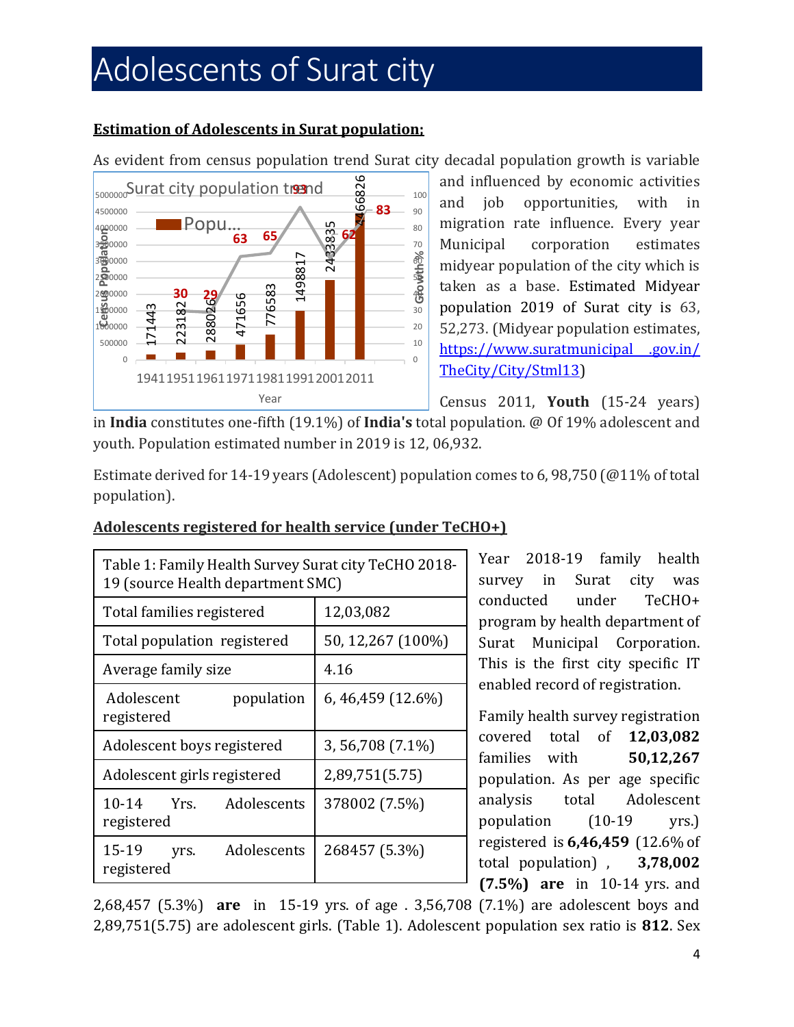# Adolescents of Surat city

**Estimation of Adolescents in Surat population;**

As evident from census population trend Surat city decadal population growth is variable and influenced by economic activities and job opportunities, with in migration rate influence. Every year Municipal corporation estimates midyear population of the city which is taken as a base. Estimated Midyear population 2019 of Surat city is 63, 52,273. (Midyear population estimates, https://www.suratmunicipal .gov.in/TheCity/City/Stml13)

Census 2011, **Youth** (15-24 years) in **India** constitutes one-fifth (19.1%) of **India's** total population. @ Of 19% adolescent and youth. Population estimated number in 2019 is 12, 06,932.

Estimate derived for 14-19 years (Adolescent) population comes to 6, 98,750 (@11% of total population).

**Adolescents registered for health service (under TeCHO+)**

| Table 1: Family Health Survey Surat city TeCHO 2018-19 (source Health department SMC) | |
|---|---|
| Total families registered | 12,03,082 |
| Total population registered | 50, 12,267 (100%) |
| Average family size | 4.16 |
| Adolescent population registered | 6, 46,459 (12.6%) |
| Adolescent boys registered | 3, 56,708 (7.1%) |
| Adolescent girls registered | 2,89,751(5.75) |
| 10-14 Yrs. Adolescents registered | 378002 (7.5%) |
| 15-19 yrs. Adolescents registered | 268457 (5.3%) |

Year 2018-19 family health survey in Surat city was conducted under TeCHO+ program by health department of Surat Municipal Corporation. This is the first city specific IT enabled record of registration.

Family health survey registration covered total of **12,03,082** families with **50,12,267** population. As per age specific analysis total Adolescent population (10-19 yrs.) registered is **6,46,459** (12.6% of total population) , **3,78,002 (7.5%) are** in 10-14 yrs. and 2,68,457 (5.3%) **are** in 15-19 yrs. of age . 3,56,708 (7.1%) are adolescent boys and 2,89,751(5.75) are adolescent girls. (Table 1). Adolescent population sex ratio is **812**. Sex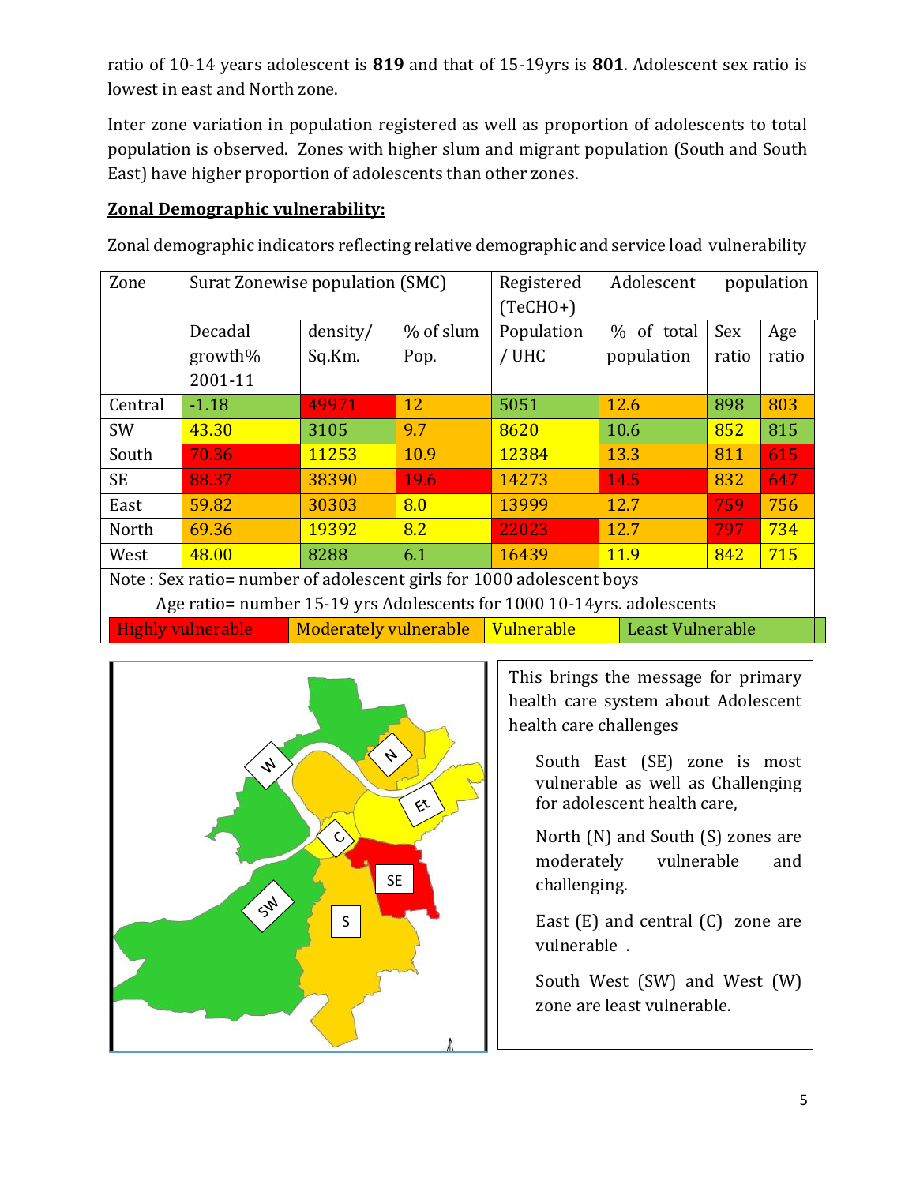ratio of 10-14 years adolescent is **819** and that of 15-19yrs is **801**. Adolescent sex ratio is lowest in east and North zone.

Inter zone variation in population registered as well as proportion of adolescents to total population is observed. Zones with higher slum and migrant population (South and South East) have higher proportion of adolescents than other zones.

## Zonal Demographic vulnerability:

Zonal demographic indicators reflecting relative demographic and service load vulnerability

| Zone | Surat Zonewise population (SMC) | | | Registered Adolescent population (TeCHO+) | | | |
|---|---|---|---|---|---|---|---|
| | Decadal growth% 2001-11 | density/ Sq.Km. | % of slum Pop. | Population / UHC | % of total population | Sex ratio | Age ratio |
| Central | -1.18 | 49971 | 12 | 5051 | 12.6 | 898 | 803 |
| SW | 43.30 | 3105 | 9.7 | 8620 | 10.6 | 852 | 815 |
| South | 70.36 | 11253 | 10.9 | 12384 | 13.3 | 811 | 615 |
| SE | 88.37 | 38390 | 19.6 | 14273 | 14.5 | 832 | 647 |
| East | 59.82 | 30303 | 8.0 | 13999 | 12.7 | 759 | 756 |
| North | 69.36 | 19392 | 8.2 | 22023 | 12.7 | 797 | 734 |
| West | 48.00 | 8288 | 6.1 | 16439 | 11.9 | 842 | 715 |

Note : Sex ratio= number of adolescent girls for 1000 adolescent boys
Age ratio= number 15-19 yrs Adolescents for 1000 10-14yrs. adolescents

Highly vulnerable | Moderately vulnerable | Vulnerable | Least Vulnerable

This brings the message for primary health care system about Adolescent health care challenges

South East (SE) zone is most vulnerable as well as Challenging for adolescent health care,

North (N) and South (S) zones are moderately vulnerable and challenging.

East (E) and central (C) zone are vulnerable .

South West (SW) and West (W) zone are least vulnerable.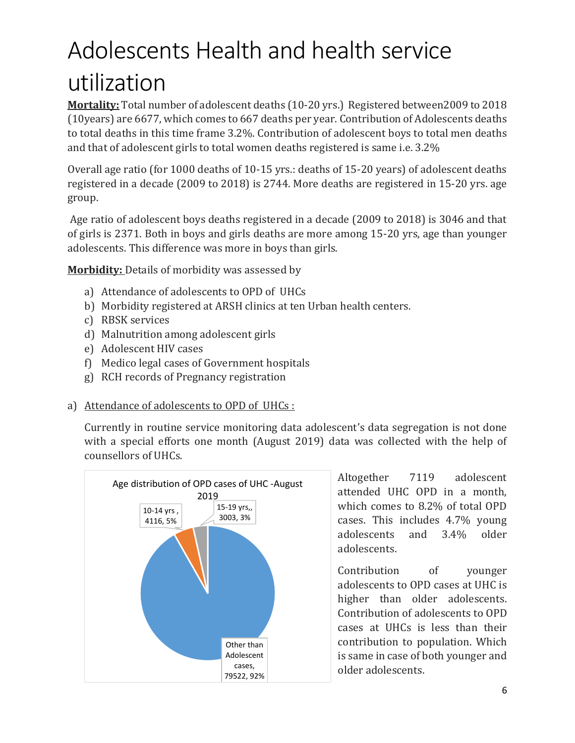# Adolescents Health and health service utilization

**Mortality:** Total number of adolescent deaths (10-20 yrs.) Registered between2009 to 2018 (10years) are 6677, which comes to 667 deaths per year. Contribution of Adolescents deaths to total deaths in this time frame 3.2%. Contribution of adolescent boys to total men deaths and that of adolescent girls to total women deaths registered is same i.e. 3.2%

Overall age ratio (for 1000 deaths of 10-15 yrs.: deaths of 15-20 years) of adolescent deaths registered in a decade (2009 to 2018) is 2744. More deaths are registered in 15-20 yrs. age group.

Age ratio of adolescent boys deaths registered in a decade (2009 to 2018) is 3046 and that of girls is 2371. Both in boys and girls deaths are more among 15-20 yrs, age than younger adolescents. This difference was more in boys than girls.

**Morbidity:** Details of morbidity was assessed by

a) Attendance of adolescents to OPD of UHCs
b) Morbidity registered at ARSH clinics at ten Urban health centers.
c) RBSK services
d) Malnutrition among adolescent girls
e) Adolescent HIV cases
f) Medico legal cases of Government hospitals
g) RCH records of Pregnancy registration

a) Attendance of adolescents to OPD of UHCs :

Currently in routine service monitoring data adolescent's data segregation is not done with a special efforts one month (August 2019) data was collected with the help of counsellors of UHCs.

Age distribution of OPD cases of UHC -August 2019

| Category | Cases | Percentage |
|---|---|---|
| 10-14 yrs | 4116 | 5% |
| 15-19 yrs | 3003 | 3% |
| Other than Adolescent cases | 79522 | 92% |

Altogether 7119 adolescent attended UHC OPD in a month, which comes to 8.2% of total OPD cases. This includes 4.7% young adolescents and 3.4% older adolescents.

Contribution of younger adolescents to OPD cases at UHC is higher than older adolescents. Contribution of adolescents to OPD cases at UHCs is less than their contribution to population. Which is same in case of both younger and older adolescents.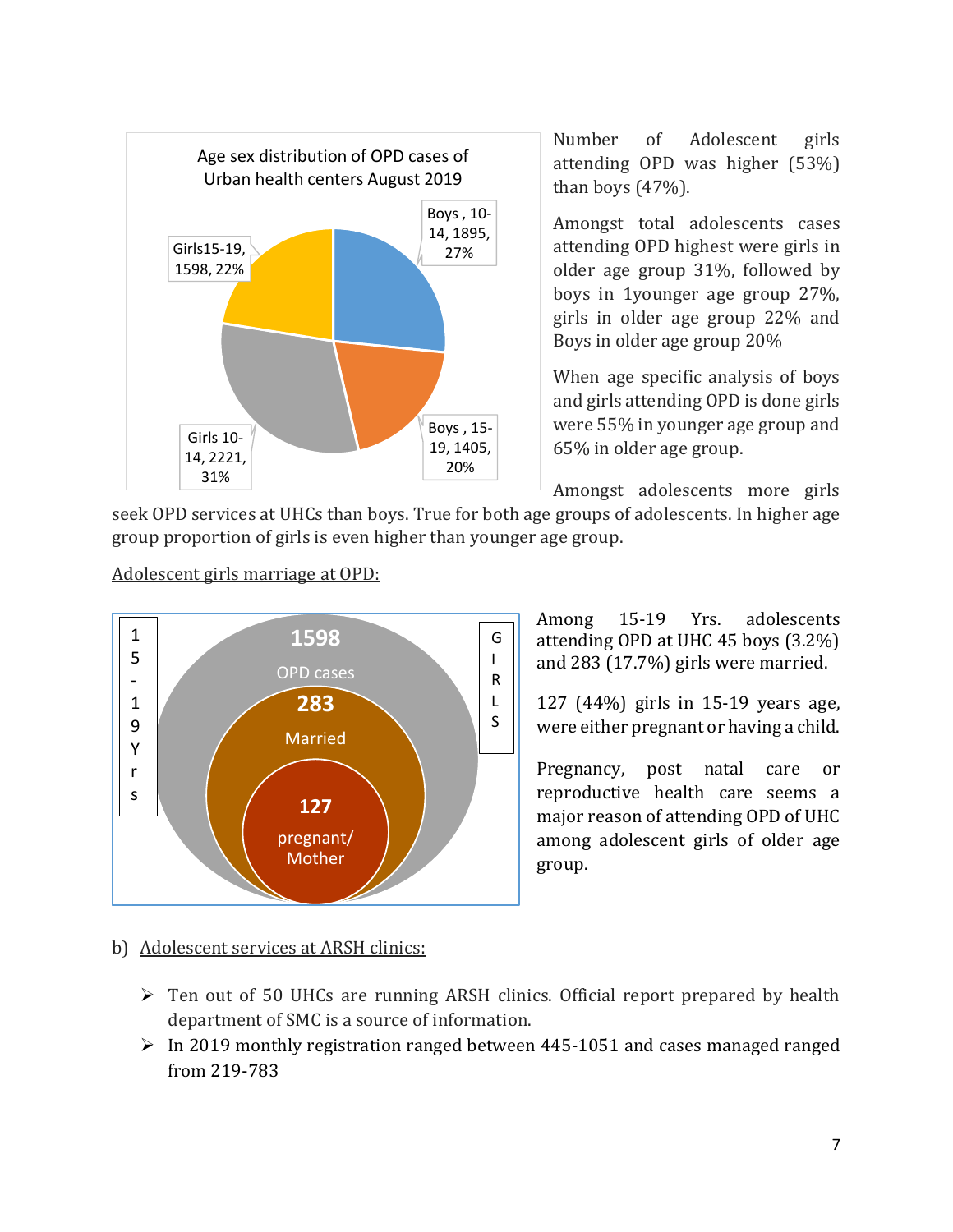Age sex distribution of OPD cases of Urban health centers August 2019

| Category | Number | Percentage |
| --- | --- | --- |
| Boys, 10-14 | 1895 | 27% |
| Boys, 15-19 | 1405 | 20% |
| Girls 10-14 | 2221 | 31% |
| Girls15-19 | 1598 | 22% |

Number of Adolescent girls attending OPD was higher (53%) than boys (47%).

Amongst total adolescents cases attending OPD highest were girls in older age group 31%, followed by boys in 1younger age group 27%, girls in older age group 22% and Boys in older age group 20%

When age specific analysis of boys and girls attending OPD is done girls were 55% in younger age group and 65% in older age group.

Amongst adolescents more girls seek OPD services at UHCs than boys. True for both age groups of adolescents. In higher age group proportion of girls is even higher than younger age group.

Adolescent girls marriage at OPD:

15-19 Yrs — GIRLS

- 1598 OPD cases
- 283 Married
- 127 pregnant/ Mother

Among 15-19 Yrs. adolescents attending OPD at UHC 45 boys (3.2%) and 283 (17.7%) girls were married.

127 (44%) girls in 15-19 years age, were either pregnant or having a child.

Pregnancy, post natal care or reproductive health care seems a major reason of attending OPD of UHC among adolescent girls of older age group.

b) Adolescent services at ARSH clinics:

- Ten out of 50 UHCs are running ARSH clinics. Official report prepared by health department of SMC is a source of information.
- In 2019 monthly registration ranged between 445-1051 and cases managed ranged from 219-783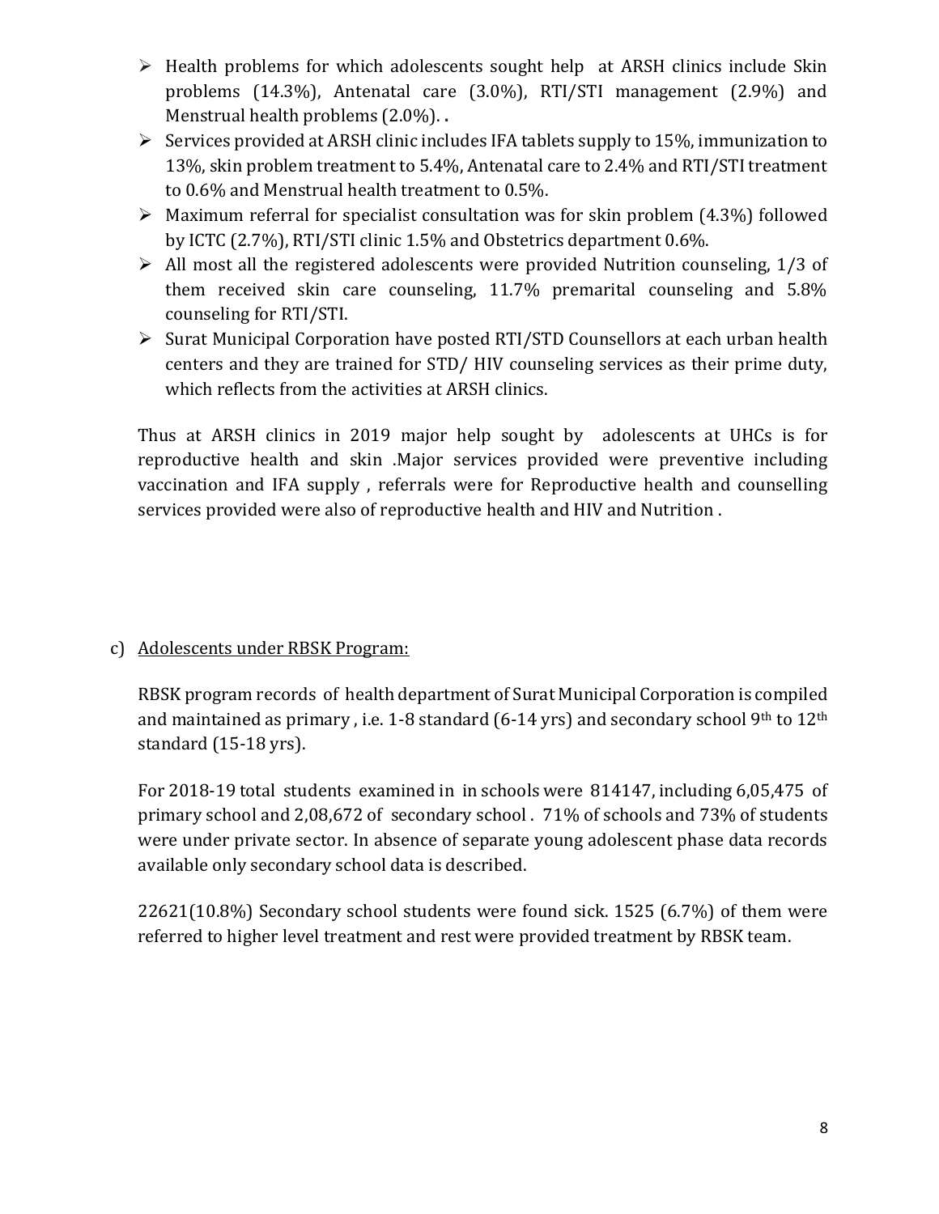- Health problems for which adolescents sought help at ARSH clinics include Skin problems (14.3%), Antenatal care (3.0%), RTI/STI management (2.9%) and Menstrual health problems (2.0%). .
- Services provided at ARSH clinic includes IFA tablets supply to 15%, immunization to 13%, skin problem treatment to 5.4%, Antenatal care to 2.4% and RTI/STI treatment to 0.6% and Menstrual health treatment to 0.5%.
- Maximum referral for specialist consultation was for skin problem (4.3%) followed by ICTC (2.7%), RTI/STI clinic 1.5% and Obstetrics department 0.6%.
- All most all the registered adolescents were provided Nutrition counseling, 1/3 of them received skin care counseling, 11.7% premarital counseling and 5.8% counseling for RTI/STI.
- Surat Municipal Corporation have posted RTI/STD Counsellors at each urban health centers and they are trained for STD/ HIV counseling services as their prime duty, which reflects from the activities at ARSH clinics.

Thus at ARSH clinics in 2019 major help sought by adolescents at UHCs is for reproductive health and skin .Major services provided were preventive including vaccination and IFA supply , referrals were for Reproductive health and counselling services provided were also of reproductive health and HIV and Nutrition .

c) <u>Adolescents under RBSK Program:</u>

RBSK program records of health department of Surat Municipal Corporation is compiled and maintained as primary , i.e. 1-8 standard (6-14 yrs) and secondary school 9th to 12th standard (15-18 yrs).

For 2018-19 total students examined in in schools were 814147, including 6,05,475 of primary school and 2,08,672 of secondary school . 71% of schools and 73% of students were under private sector. In absence of separate young adolescent phase data records available only secondary school data is described.

22621(10.8%) Secondary school students were found sick. 1525 (6.7%) of them were referred to higher level treatment and rest were provided treatment by RBSK team.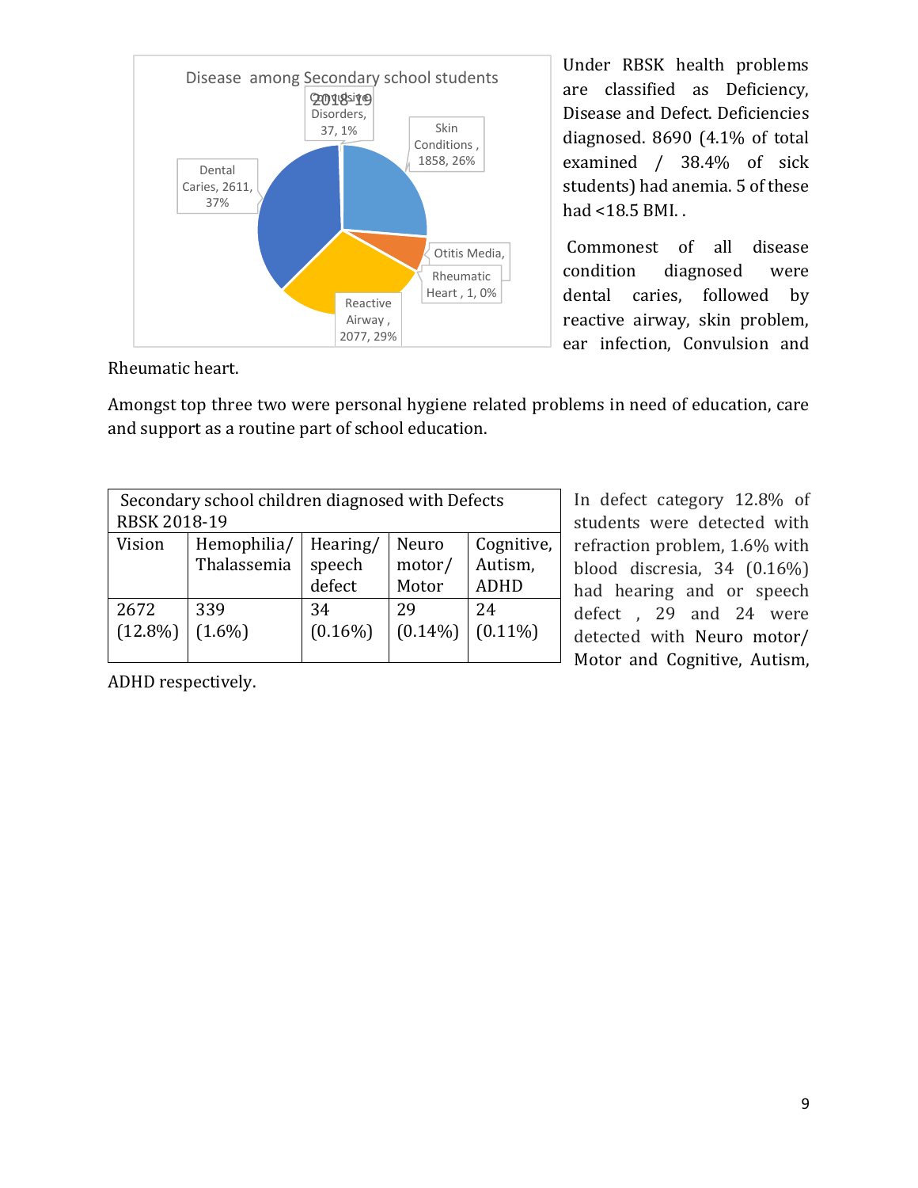Disease among Secondary school students 2018-19

- Convulsive Disorders, 37, 1%
- Skin Conditions, 1858, 26%
- Otitis Media,
- Rheumatic Heart, 1, 0%
- Reactive Airway, 2077, 29%
- Dental Caries, 2611, 37%

Under RBSK health problems are classified as Deficiency, Disease and Defect. Deficiencies diagnosed. 8690 (4.1% of total examined / 38.4% of sick students) had anemia. 5 of these had <18.5 BMI. .

Commonest of all disease condition diagnosed were dental caries, followed by reactive airway, skin problem, ear infection, Convulsion and Rheumatic heart.

Amongst top three two were personal hygiene related problems in need of education, care and support as a routine part of school education.

| Secondary school children diagnosed with Defects RBSK 2018-19 | | | | |
|---|---|---|---|---|
| Vision | Hemophilia/ Thalassemia | Hearing/ speech defect | Neuro motor/ Motor | Cognitive, Autism, ADHD |
| 2672 (12.8%) | 339 (1.6%) | 34 (0.16%) | 29 (0.14%) | 24 (0.11%) |

In defect category 12.8% of students were detected with refraction problem, 1.6% with blood discresia, 34 (0.16%) had hearing and or speech defect , 29 and 24 were detected with Neuro motor/ Motor and Cognitive, Autism, ADHD respectively.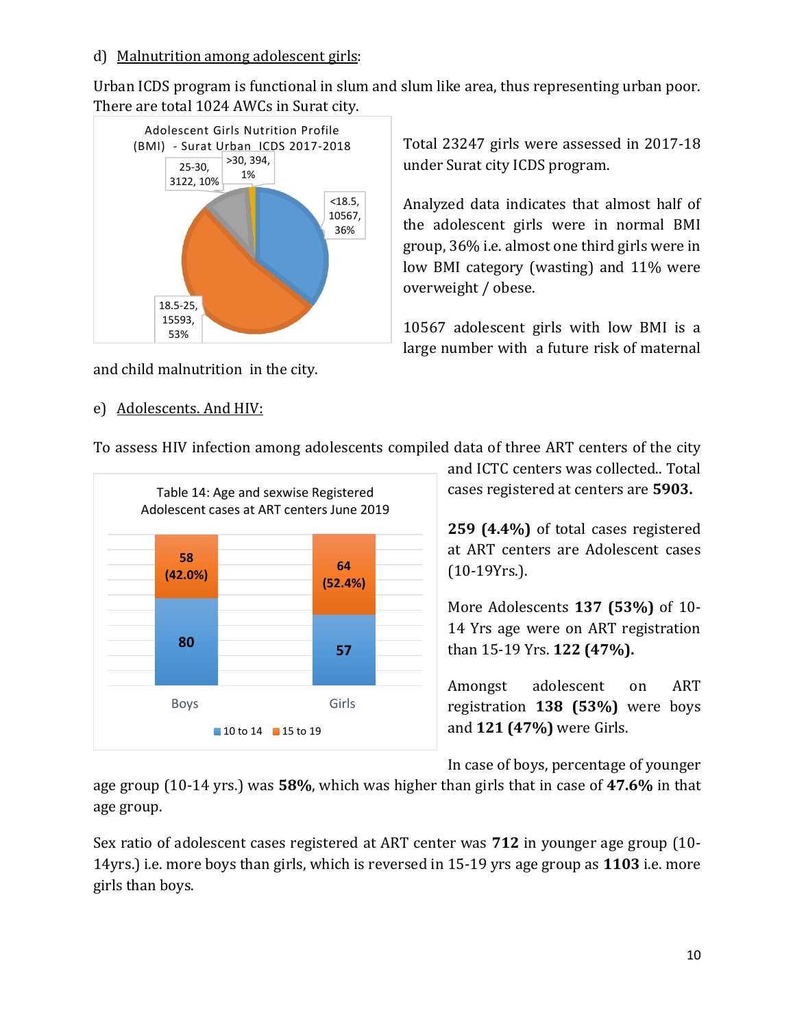d) Malnutrition among adolescent girls:

Urban ICDS program is functional in slum and slum like area, thus representing urban poor. There are total 1024 AWCs in Surat city.

Adolescent Girls Nutrition Profile (BMI) - Surat Urban ICDS 2017-2018

| BMI | Number | Percentage |
|---|---|---|
| <18.5 | 10567 | 36% |
| 18.5-25 | 15593 | 53% |
| 25-30 | 3122 | 10% |
| >30 | 394 | 1% |

Total 23247 girls were assessed in 2017-18 under Surat city ICDS program.

Analyzed data indicates that almost half of the adolescent girls were in normal BMI group, 36% i.e. almost one third girls were in low BMI category (wasting) and 11% were overweight / obese.

10567 adolescent girls with low BMI is a large number with a future risk of maternal and child malnutrition in the city.

e) Adolescents. And HIV:

To assess HIV infection among adolescents compiled data of three ART centers of the city and ICTC centers was collected.. Total cases registered at centers are **5903.**

Table 14: Age and sexwise Registered Adolescent cases at ART centers June 2019

| | 10 to 14 | 15 to 19 |
|---|---|---|
| Boys | 80 | 58 (42.0%) |
| Girls | 57 | 64 (52.4%) |

**259 (4.4%)** of total cases registered at ART centers are Adolescent cases (10-19Yrs.).

More Adolescents **137 (53%)** of 10-14 Yrs age were on ART registration than 15-19 Yrs. **122 (47%).**

Amongst adolescent on ART registration **138 (53%)** were boys and **121 (47%)** were Girls.

In case of boys, percentage of younger age group (10-14 yrs.) was **58%**, which was higher than girls that in case of **47.6%** in that age group.

Sex ratio of adolescent cases registered at ART center was **712** in younger age group (10-14yrs.) i.e. more boys than girls, which is reversed in 15-19 yrs age group as **1103** i.e. more girls than boys.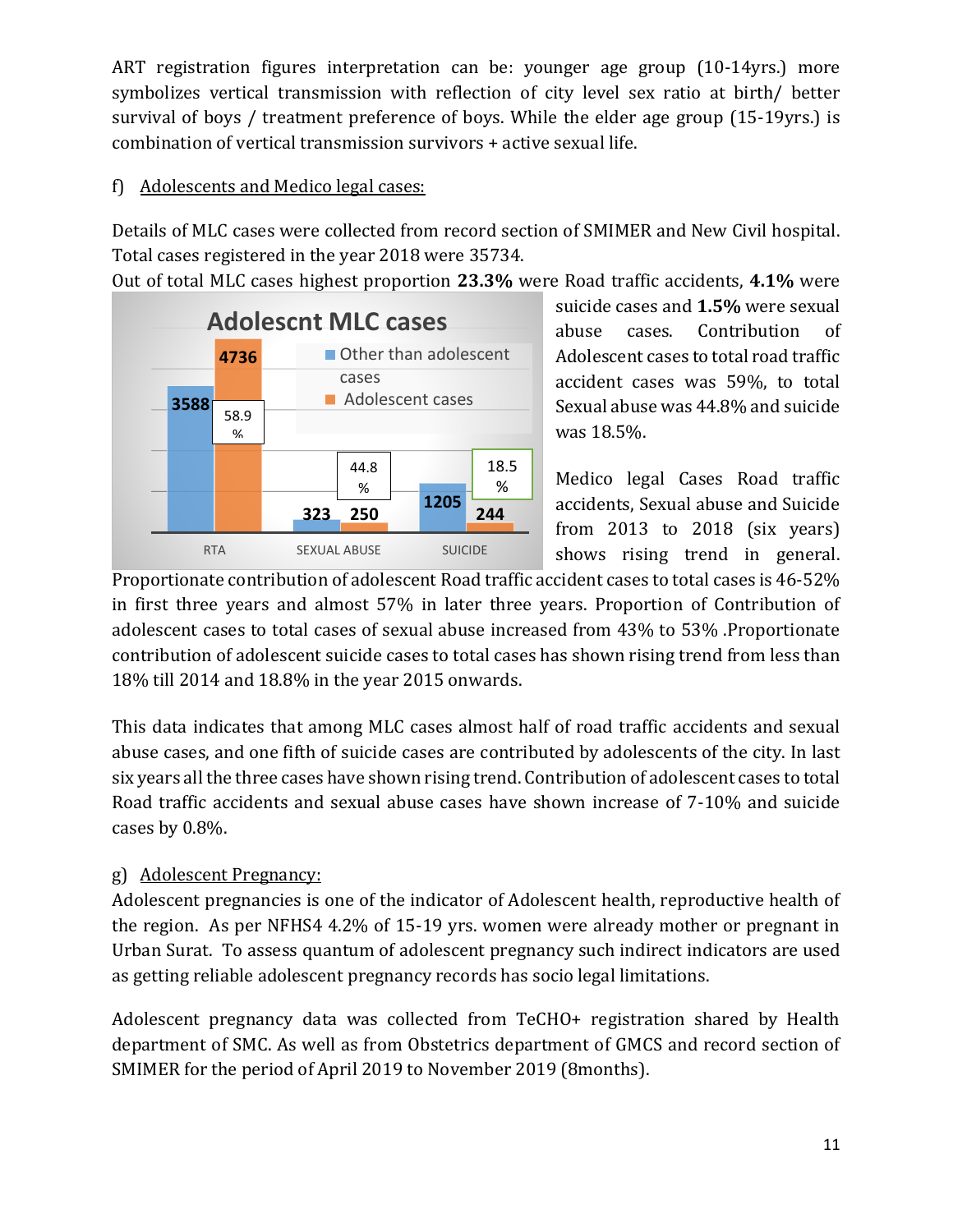ART registration figures interpretation can be: younger age group (10-14yrs.) more symbolizes vertical transmission with reflection of city level sex ratio at birth/ better survival of boys / treatment preference of boys. While the elder age group (15-19yrs.) is combination of vertical transmission survivors + active sexual life.

f) Adolescents and Medico legal cases:

Details of MLC cases were collected from record section of SMIMER and New Civil hospital. Total cases registered in the year 2018 were 35734.

Out of total MLC cases highest proportion **23.3%** were Road traffic accidents, **4.1%** were suicide cases and **1.5%** were sexual abuse cases. Contribution of Adolescent cases to total road traffic accident cases was 59%, to total Sexual abuse was 44.8% and suicide was 18.5%.

**Adolescnt MLC cases**

| | Other than adolescent cases | Adolescent cases | Adolescent % |
|---|---|---|---|
| RTA | 3588 | 4736 | 58.9 % |
| SEXUAL ABUSE | 323 | 250 | 44.8 % |
| SUICIDE | 1205 | 244 | 18.5 % |

Medico legal Cases Road traffic accidents, Sexual abuse and Suicide from 2013 to 2018 (six years) shows rising trend in general. Proportionate contribution of adolescent Road traffic accident cases to total cases is 46-52% in first three years and almost 57% in later three years. Proportion of Contribution of adolescent cases to total cases of sexual abuse increased from 43% to 53% .Proportionate contribution of adolescent suicide cases to total cases has shown rising trend from less than 18% till 2014 and 18.8% in the year 2015 onwards.

This data indicates that among MLC cases almost half of road traffic accidents and sexual abuse cases, and one fifth of suicide cases are contributed by adolescents of the city. In last six years all the three cases have shown rising trend. Contribution of adolescent cases to total Road traffic accidents and sexual abuse cases have shown increase of 7-10% and suicide cases by 0.8%.

g) Adolescent Pregnancy:

Adolescent pregnancies is one of the indicator of Adolescent health, reproductive health of the region. As per NFHS4 4.2% of 15-19 yrs. women were already mother or pregnant in Urban Surat. To assess quantum of adolescent pregnancy such indirect indicators are used as getting reliable adolescent pregnancy records has socio legal limitations.

Adolescent pregnancy data was collected from TeCHO+ registration shared by Health department of SMC. As well as from Obstetrics department of GMCS and record section of SMIMER for the period of April 2019 to November 2019 (8months).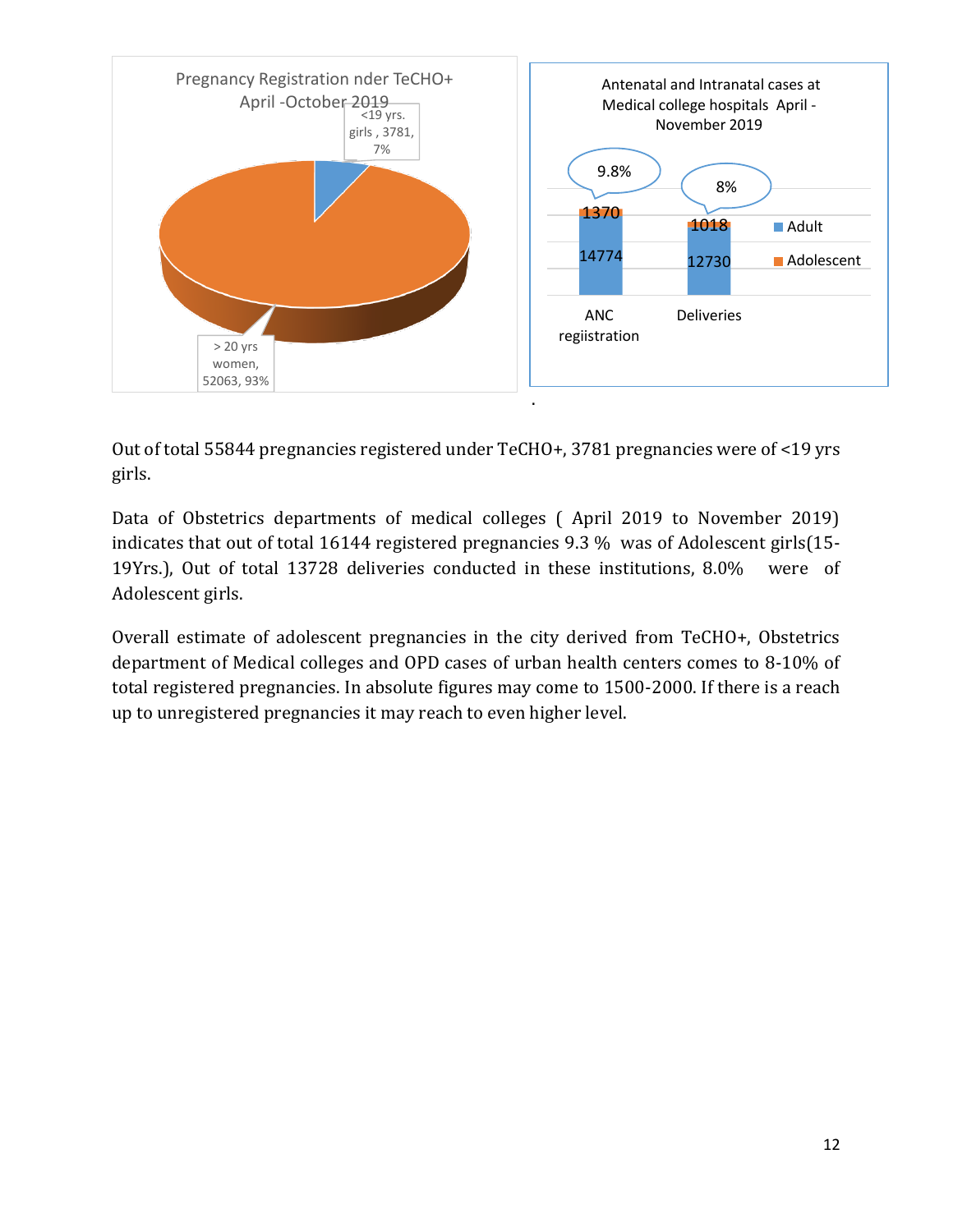Pregnancy Registration nder TeCHO+ April -October 2019

| Category | Number | Percentage |
|---|---|---|
| <19 yrs. girls | 3781 | 7% |
| > 20 yrs women | 52063 | 93% |

Antenatal and Intranatal cases at Medical college hospitals April - November 2019

| | ANC regiistration | Deliveries |
|---|---|---|
| Adult | 14774 | 12730 |
| Adolescent | 1370 | 1018 |
| % Adolescent | 9.8% | 8% |

Out of total 55844 pregnancies registered under TeCHO+, 3781 pregnancies were of <19 yrs girls.

Data of Obstetrics departments of medical colleges ( April 2019 to November 2019) indicates that out of total 16144 registered pregnancies 9.3 % was of Adolescent girls(15-19Yrs.), Out of total 13728 deliveries conducted in these institutions, 8.0% were of Adolescent girls.

Overall estimate of adolescent pregnancies in the city derived from TeCHO+, Obstetrics department of Medical colleges and OPD cases of urban health centers comes to 8-10% of total registered pregnancies. In absolute figures may come to 1500-2000. If there is a reach up to unregistered pregnancies it may reach to even higher level.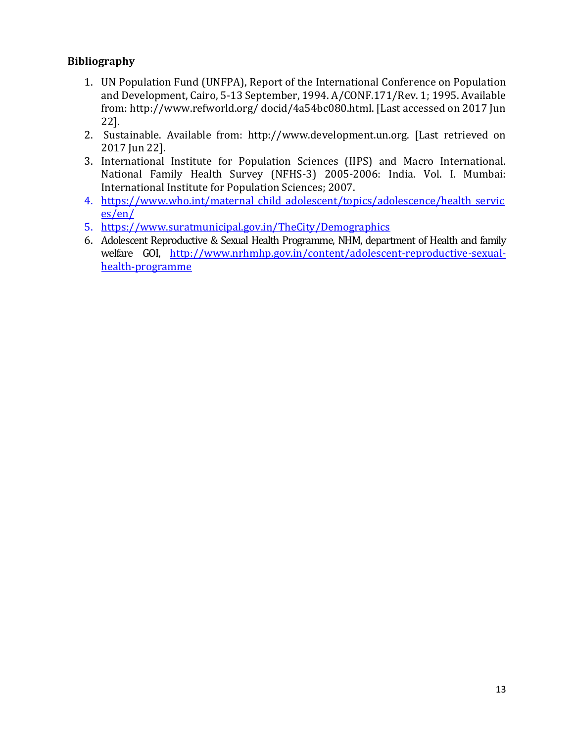**Bibliography**

1. UN Population Fund (UNFPA), Report of the International Conference on Population and Development, Cairo, 5-13 September, 1994. A/CONF.171/Rev. 1; 1995. Available from: http://www.refworld.org/ docid/4a54bc080.html. [Last accessed on 2017 Jun 22].
2. Sustainable. Available from: http://www.development.un.org. [Last retrieved on 2017 Jun 22].
3. International Institute for Population Sciences (IIPS) and Macro International. National Family Health Survey (NFHS-3) 2005-2006: India. Vol. I. Mumbai: International Institute for Population Sciences; 2007.
4. https://www.who.int/maternal_child_adolescent/topics/adolescence/health_services/en/
5. https://www.suratmunicipal.gov.in/TheCity/Demographics
6. Adolescent Reproductive & Sexual Health Programme, NHM, department of Health and family welfare GOI, http://www.nrhmhp.gov.in/content/adolescent-reproductive-sexual-health-programme